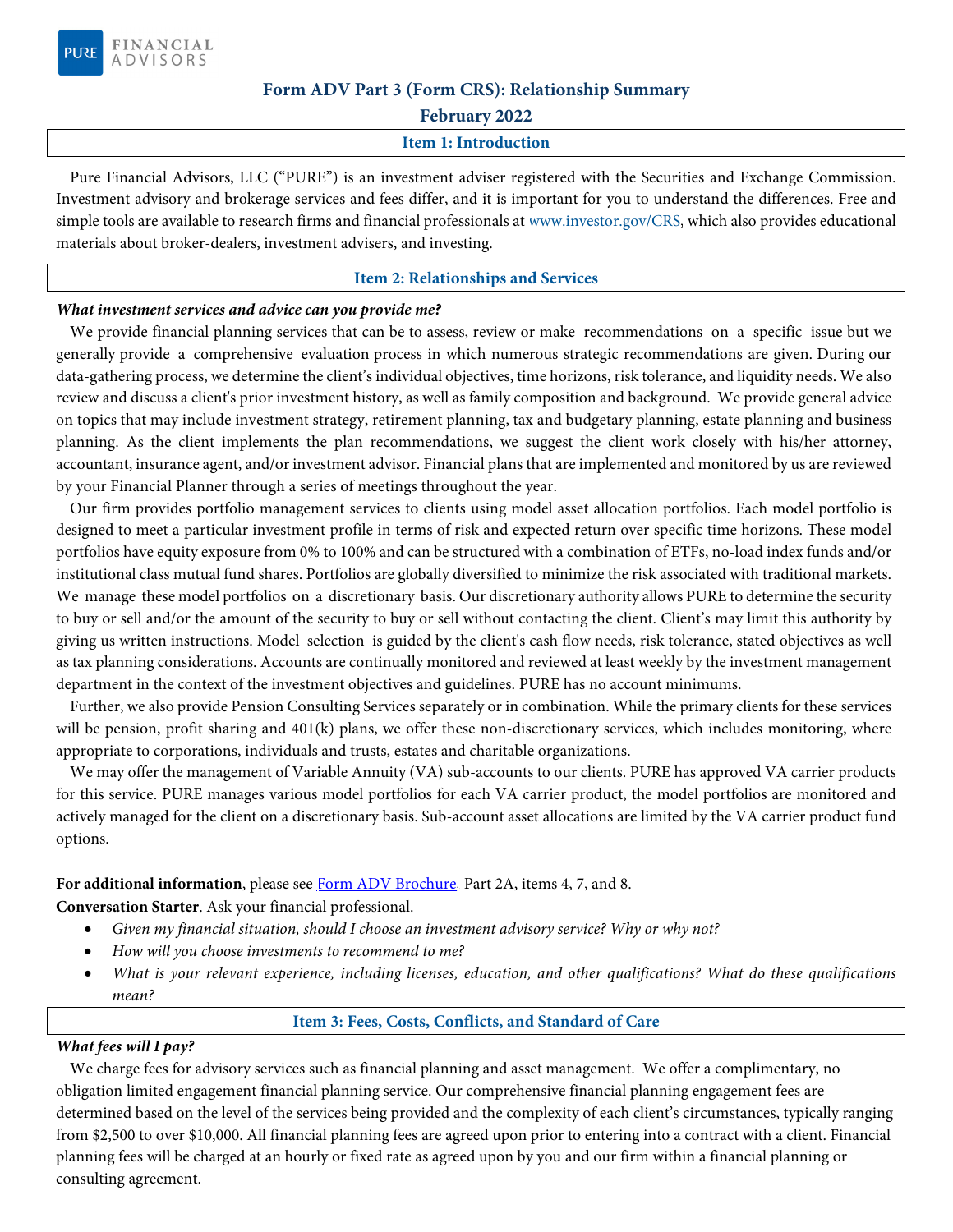# Form ADV Part 3 (Form CRS): Relationship Summary

**February 2022**

## Item 1: Introduction

Pure Financial Advisors, LLC ("PURE") is an investment adviser registered with the Securities and Exchange Commission. Investment advisory and brokerage services and fees differ, and it is important for you to understand the differences. Free and simple tools are available to research firms and financial professionals at www.investor.gov/CRS, which also provides educational materials about broker-dealers, investment advisers, and investing.

## Item 2: Relationships and Services

***What investment services and advice can you provide me?***

We provide financial planning services that can be to assess, review or make recommendations on a specific issue but we generally provide a comprehensive evaluation process in which numerous strategic recommendations are given. During our data-gathering process, we determine the client's individual objectives, time horizons, risk tolerance, and liquidity needs. We also review and discuss a client's prior investment history, as well as family composition and background. We provide general advice on topics that may include investment strategy, retirement planning, tax and budgetary planning, estate planning and business planning. As the client implements the plan recommendations, we suggest the client work closely with his/her attorney, accountant, insurance agent, and/or investment advisor. Financial plans that are implemented and monitored by us are reviewed by your Financial Planner through a series of meetings throughout the year.

Our firm provides portfolio management services to clients using model asset allocation portfolios. Each model portfolio is designed to meet a particular investment profile in terms of risk and expected return over specific time horizons. These model portfolios have equity exposure from 0% to 100% and can be structured with a combination of ETFs, no-load index funds and/or institutional class mutual fund shares. Portfolios are globally diversified to minimize the risk associated with traditional markets. We manage these model portfolios on a discretionary basis. Our discretionary authority allows PURE to determine the security to buy or sell and/or the amount of the security to buy or sell without contacting the client. Client's may limit this authority by giving us written instructions. Model selection is guided by the client's cash flow needs, risk tolerance, stated objectives as well as tax planning considerations. Accounts are continually monitored and reviewed at least weekly by the investment management department in the context of the investment objectives and guidelines. PURE has no account minimums.

Further, we also provide Pension Consulting Services separately or in combination. While the primary clients for these services will be pension, profit sharing and 401(k) plans, we offer these non-discretionary services, which includes monitoring, where appropriate to corporations, individuals and trusts, estates and charitable organizations.

We may offer the management of Variable Annuity (VA) sub-accounts to our clients. PURE has approved VA carrier products for this service. PURE manages various model portfolios for each VA carrier product, the model portfolios are monitored and actively managed for the client on a discretionary basis. Sub-account asset allocations are limited by the VA carrier product fund options.

**For additional information**, please see Form ADV Brochure Part 2A, items 4, 7, and 8.

**Conversation Starter**. Ask your financial professional.

- *Given my financial situation, should I choose an investment advisory service? Why or why not?*
- *How will you choose investments to recommend to me?*
- *What is your relevant experience, including licenses, education, and other qualifications? What do these qualifications mean?*

## Item 3: Fees, Costs, Conflicts, and Standard of Care

***What fees will I pay?***

We charge fees for advisory services such as financial planning and asset management. We offer a complimentary, no obligation limited engagement financial planning service. Our comprehensive financial planning engagement fees are determined based on the level of the services being provided and the complexity of each client's circumstances, typically ranging from $2,500 to over $10,000. All financial planning fees are agreed upon prior to entering into a contract with a client. Financial planning fees will be charged at an hourly or fixed rate as agreed upon by you and our firm within a financial planning or consulting agreement.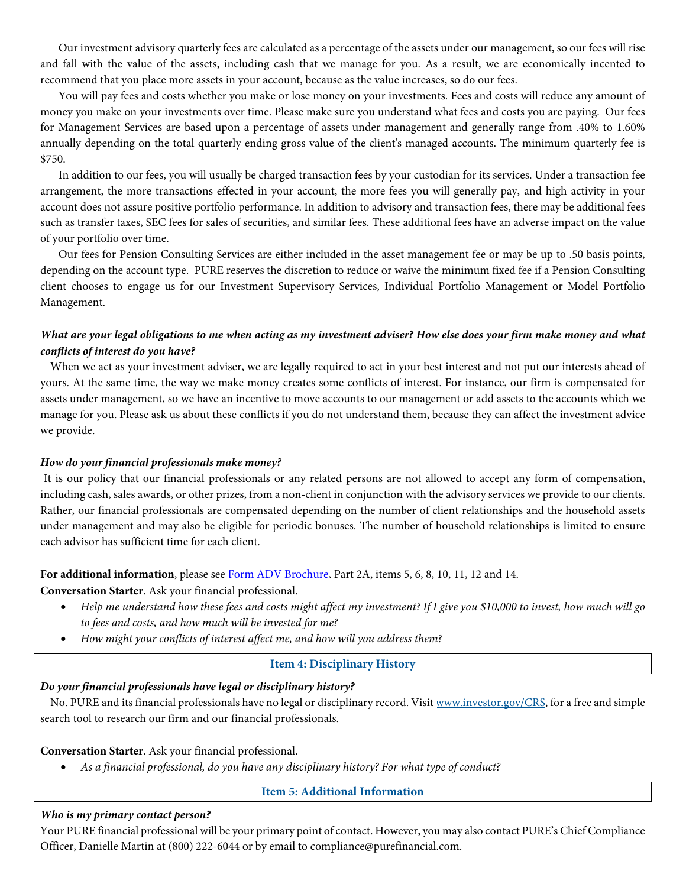Our investment advisory quarterly fees are calculated as a percentage of the assets under our management, so our fees will rise and fall with the value of the assets, including cash that we manage for you. As a result, we are economically incented to recommend that you place more assets in your account, because as the value increases, so do our fees.

You will pay fees and costs whether you make or lose money on your investments. Fees and costs will reduce any amount of money you make on your investments over time. Please make sure you understand what fees and costs you are paying. Our fees for Management Services are based upon a percentage of assets under management and generally range from .40% to 1.60% annually depending on the total quarterly ending gross value of the client's managed accounts. The minimum quarterly fee is $750.

In addition to our fees, you will usually be charged transaction fees by your custodian for its services. Under a transaction fee arrangement, the more transactions effected in your account, the more fees you will generally pay, and high activity in your account does not assure positive portfolio performance. In addition to advisory and transaction fees, there may be additional fees such as transfer taxes, SEC fees for sales of securities, and similar fees. These additional fees have an adverse impact on the value of your portfolio over time.

Our fees for Pension Consulting Services are either included in the asset management fee or may be up to .50 basis points, depending on the account type. PURE reserves the discretion to reduce or waive the minimum fixed fee if a Pension Consulting client chooses to engage us for our Investment Supervisory Services, Individual Portfolio Management or Model Portfolio Management.

***What are your legal obligations to me when acting as my investment adviser? How else does your firm make money and what conflicts of interest do you have?***

When we act as your investment adviser, we are legally required to act in your best interest and not put our interests ahead of yours. At the same time, the way we make money creates some conflicts of interest. For instance, our firm is compensated for assets under management, so we have an incentive to move accounts to our management or add assets to the accounts which we manage for you. Please ask us about these conflicts if you do not understand them, because they can affect the investment advice we provide.

***How do your financial professionals make money?***

It is our policy that our financial professionals or any related persons are not allowed to accept any form of compensation, including cash, sales awards, or other prizes, from a non-client in conjunction with the advisory services we provide to our clients. Rather, our financial professionals are compensated depending on the number of client relationships and the household assets under management and may also be eligible for periodic bonuses. The number of household relationships is limited to ensure each advisor has sufficient time for each client.

**For additional information**, please see Form ADV Brochure, Part 2A, items 5, 6, 8, 10, 11, 12 and 14.

**Conversation Starter**. Ask your financial professional.

- *Help me understand how these fees and costs might affect my investment? If I give you $10,000 to invest, how much will go to fees and costs, and how much will be invested for me?*
- *How might your conflicts of interest affect me, and how will you address them?*

## Item 4: Disciplinary History

***Do your financial professionals have legal or disciplinary history?***

No. PURE and its financial professionals have no legal or disciplinary record. Visit www.investor.gov/CRS, for a free and simple search tool to research our firm and our financial professionals.

**Conversation Starter**. Ask your financial professional.

- *As a financial professional, do you have any disciplinary history? For what type of conduct?*

## Item 5: Additional Information

***Who is my primary contact person?***

Your PURE financial professional will be your primary point of contact. However, you may also contact PURE's Chief Compliance Officer, Danielle Martin at (800) 222-6044 or by email to compliance@purefinancial.com.